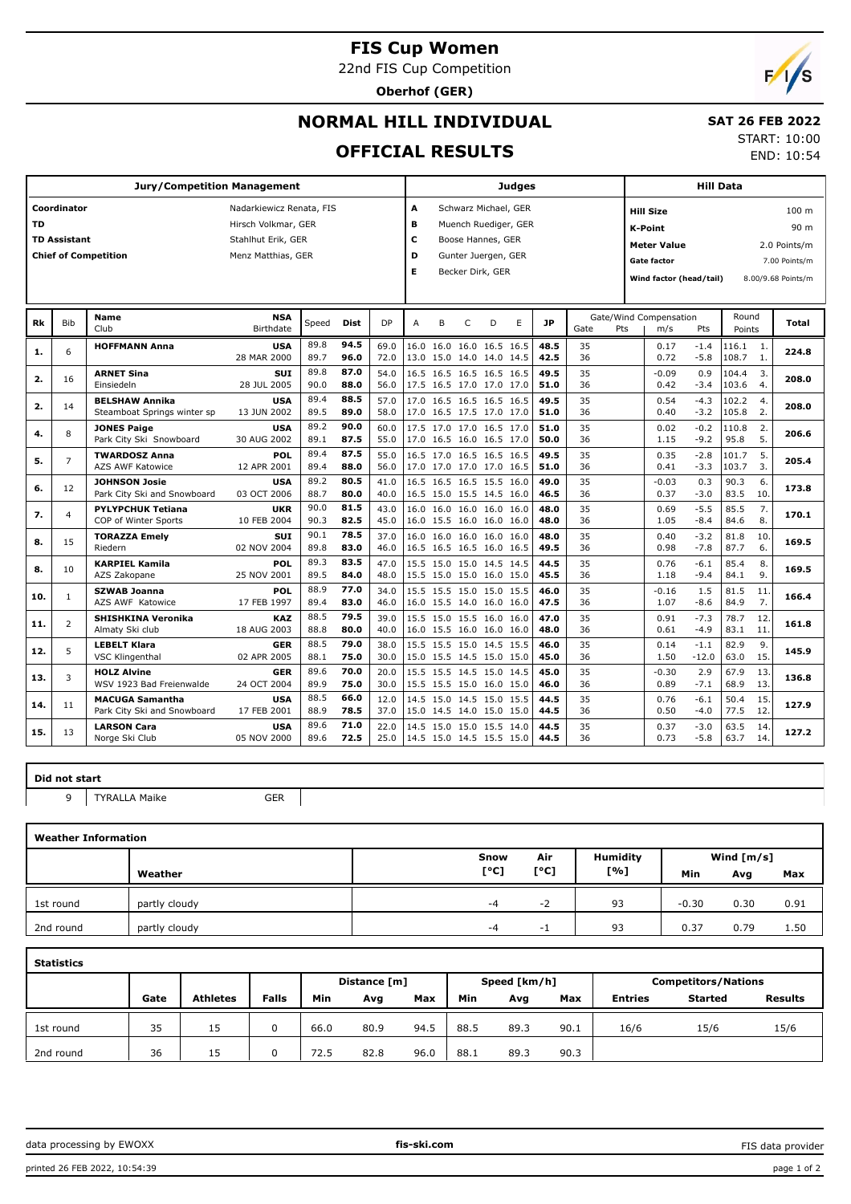# FIS Cup Women

22nd FIS Cup Competition

**Oberhof (GER)**

## NORMAL HILL INDIVIDUAL

## OFFICIAL RESULTS

**SAT 26 FEB 2022**

START: 10:00

END: 10:54

| Jury/Competition Management | |
|---|---|
| Coordinator | Nadarkiewicz Renata, FIS |
| TD | Hirsch Volkmar, GER |
| TD Assistant | Stahlhut Erik, GER |
| Chief of Competition | Menz Matthias, GER |

| Judges | |
|---|---|
| A | Schwarz Michael, GER |
| B | Muench Ruediger, GER |
| C | Boose Hannes, GER |
| D | Gunter Juergen, GER |
| E | Becker Dirk, GER |

| Hill Data | |
|---|---|
| Hill Size | 100 m |
| K-Point | 90 m |
| Meter Value | 2.0 Points/m |
| Gate factor | 7.00 Points/m |
| Wind factor (head/tail) | 8.00/9.68 Points/m |

| Rk | Bib | Name / Club | NSA / Birthdate | Speed | Dist | DP | A | B | C | D | E | JP | Gate | Pts | m/s | Pts | Round Points | | Total |
|---|---|---|---|---|---|---|---|---|---|---|---|---|---|---|---|---|---|---|---|
| 1. | 6 | **HOFFMANN Anna** | **USA** | 89.8 | **94.5** | 69.0 | 16.0 | 16.0 | 16.0 | 16.5 | 16.5 | **48.5** | 35 | | 0.17 | -1.4 | 116.1 | 1. | **224.8** |
| | | | 28 MAR 2000 | 89.7 | **96.0** | 72.0 | 13.0 | 15.0 | 14.0 | 14.0 | 14.5 | **42.5** | 36 | | 0.72 | -5.8 | 108.7 | 1. | |
| 2. | 16 | **ARNET Sina** | **SUI** | 89.8 | **87.0** | 54.0 | 16.5 | 16.5 | 16.5 | 16.5 | 16.5 | **49.5** | 35 | | -0.09 | 0.9 | 104.4 | 3. | **208.0** |
| | | Einsiedeln | 28 JUL 2005 | 90.0 | **88.0** | 56.0 | 17.5 | 16.5 | 17.0 | 17.0 | 17.0 | **51.0** | 36 | | 0.42 | -3.4 | 103.6 | 4. | |
| 2. | 14 | **BELSHAW Annika** | **USA** | 89.4 | **88.5** | 57.0 | 17.0 | 16.5 | 16.5 | 16.5 | 16.5 | **49.5** | 35 | | 0.54 | -4.3 | 102.2 | 4. | **208.0** |
| | | Steamboat Springs winter sp | 13 JUN 2002 | 89.5 | **89.0** | 58.0 | 17.0 | 16.5 | 17.5 | 17.0 | 17.0 | **51.0** | 36 | | 0.40 | -3.2 | 105.8 | 2. | |
| 4. | 8 | **JONES Paige** | **USA** | 89.2 | **90.0** | 60.0 | 17.5 | 17.0 | 17.0 | 16.5 | 17.0 | **51.0** | 35 | | 0.02 | -0.2 | 110.8 | 2. | **206.6** |
| | | Park City Ski Snowboard | 30 AUG 2002 | 89.1 | **87.5** | 55.0 | 17.0 | 16.5 | 16.0 | 16.5 | 17.0 | **50.0** | 36 | | 1.15 | -9.2 | 95.8 | 5. | |
| 5. | 7 | **TWARDOSZ Anna** | **POL** | 89.4 | **87.5** | 55.0 | 16.5 | 17.0 | 16.5 | 16.5 | 16.5 | **49.5** | 35 | | 0.35 | -2.8 | 101.7 | 5. | **205.4** |
| | | AZS AWF Katowice | 12 APR 2001 | 89.4 | **88.0** | 56.0 | 17.0 | 17.0 | 17.0 | 17.0 | 16.5 | **51.0** | 36 | | 0.41 | -3.3 | 103.7 | 3. | |
| 6. | 12 | **JOHNSON Josie** | **USA** | 89.2 | **80.5** | 41.0 | 16.5 | 16.5 | 16.5 | 15.5 | 16.0 | **49.0** | 35 | | -0.03 | 0.3 | 90.3 | 6. | **173.8** |
| | | Park City Ski and Snowboard | 03 OCT 2006 | 88.7 | **80.0** | 40.0 | 16.5 | 15.0 | 15.5 | 14.5 | 16.0 | **46.5** | 36 | | 0.37 | -3.0 | 83.5 | 10. | |
| 7. | 4 | **PYLYPCHUK Tetiana** | **UKR** | 90.0 | **81.5** | 43.0 | 16.0 | 16.0 | 16.0 | 16.0 | 16.0 | **48.0** | 35 | | 0.69 | -5.5 | 85.5 | 7. | **170.1** |
| | | COP of Winter Sports | 10 FEB 2004 | 90.3 | **82.5** | 45.0 | 16.0 | 15.5 | 16.0 | 16.0 | 16.0 | **48.0** | 36 | | 1.05 | -8.4 | 84.6 | 8. | |
| 8. | 15 | **TORAZZA Emely** | **SUI** | 90.1 | **78.5** | 37.0 | 16.0 | 16.0 | 16.0 | 16.0 | 16.0 | **48.0** | 35 | | 0.40 | -3.2 | 81.8 | 10. | **169.5** |
| | | Riedern | 02 NOV 2004 | 89.8 | **83.0** | 46.0 | 16.5 | 16.5 | 16.5 | 16.0 | 16.5 | **49.5** | 36 | | 0.98 | -7.8 | 87.7 | 6. | |
| 8. | 10 | **KARPIEL Kamila** | **POL** | 89.3 | **83.5** | 47.0 | 15.5 | 15.0 | 15.0 | 14.5 | 14.5 | **44.5** | 35 | | 0.76 | -6.1 | 85.4 | 8. | **169.5** |
| | | AZS Zakopane | 25 NOV 2001 | 89.5 | **84.0** | 48.0 | 15.5 | 15.0 | 15.0 | 16.0 | 15.0 | **45.5** | 36 | | 1.18 | -9.4 | 84.1 | 9. | |
| 10. | 1 | **SZWAB Joanna** | **POL** | 88.9 | **77.0** | 34.0 | 15.5 | 15.5 | 15.0 | 15.0 | 15.5 | **46.0** | 35 | | -0.16 | 1.5 | 81.5 | 11. | **166.4** |
| | | AZS AWF Katowice | 17 FEB 1997 | 89.4 | **83.0** | 46.0 | 16.0 | 15.5 | 14.0 | 16.0 | 16.0 | **47.5** | 36 | | 1.07 | -8.6 | 84.9 | 7. | |
| 11. | 2 | **SHISHKINA Veronika** | **KAZ** | 88.5 | **79.5** | 39.0 | 15.5 | 15.0 | 15.5 | 16.0 | 16.0 | **47.0** | 35 | | 0.91 | -7.3 | 78.7 | 12. | **161.8** |
| | | Almaty Ski club | 18 AUG 2003 | 88.8 | **80.0** | 40.0 | 16.0 | 15.5 | 16.0 | 16.0 | 16.0 | **48.0** | 36 | | 0.61 | -4.9 | 83.1 | 11. | |
| 12. | 5 | **LEBELT Klara** | **GER** | 88.5 | **79.0** | 38.0 | 15.5 | 15.5 | 15.0 | 14.5 | 15.5 | **46.0** | 35 | | 0.14 | -1.1 | 82.9 | 9. | **145.9** |
| | | VSC Klingenthal | 02 APR 2005 | 88.1 | **75.0** | 30.0 | 15.0 | 15.5 | 14.5 | 15.0 | 15.0 | **45.0** | 36 | | 1.50 | -12.0 | 63.0 | 15. | |
| 13. | 3 | **HOLZ Alvine** | **GER** | 89.6 | **70.0** | 20.0 | 15.5 | 15.5 | 14.5 | 15.0 | 14.5 | **45.0** | 35 | | -0.30 | 2.9 | 67.9 | 13. | **136.8** |
| | | WSV 1923 Bad Freienwalde | 24 OCT 2004 | 89.9 | **75.0** | 30.0 | 15.5 | 15.5 | 15.0 | 16.0 | 15.0 | **46.0** | 36 | | 0.89 | -7.1 | 68.9 | 13. | |
| 14. | 11 | **MACUGA Samantha** | **USA** | 88.5 | **66.0** | 12.0 | 14.5 | 15.0 | 14.5 | 15.0 | 15.5 | **44.5** | 35 | | 0.76 | -6.1 | 50.4 | 15. | **127.9** |
| | | Park City Ski and Snowboard | 17 FEB 2001 | 88.9 | **78.5** | 37.0 | 15.0 | 14.5 | 14.0 | 15.0 | 15.0 | **44.5** | 36 | | 0.50 | -4.0 | 77.5 | 12. | |
| 15. | 13 | **LARSON Cara** | **USA** | 89.6 | **71.0** | 22.0 | 14.5 | 15.0 | 15.0 | 15.5 | 14.0 | **44.5** | 35 | | 0.37 | -3.0 | 63.5 | 14. | **127.2** |
| | | Norge Ski Club | 05 NOV 2000 | 89.6 | **72.5** | 25.0 | 14.5 | 15.0 | 14.5 | 15.5 | 15.0 | **44.5** | 36 | | 0.73 | -5.8 | 63.7 | 14. | |

**Did not start**

| Bib | Name | NSA |
|---|---|---|
| 9 | TYRALLA Maike | GER |

**Weather Information**

| | Weather | Snow [°C] | Air [°C] | Humidity [%] | Wind [m/s] Min | Avg | Max |
|---|---|---|---|---|---|---|---|
| 1st round | partly cloudy | -4 | -2 | 93 | -0.30 | 0.30 | 0.91 |
| 2nd round | partly cloudy | -4 | -1 | 93 | 0.37 | 0.79 | 1.50 |

**Statistics**

| | Gate | Athletes | Falls | Distance [m] Min | Avg | Max | Speed [km/h] Min | Avg | Max | Competitors/Nations Entries | Started | Results |
|---|---|---|---|---|---|---|---|---|---|---|---|---|
| 1st round | 35 | 15 | 0 | 66.0 | 80.9 | 94.5 | 88.5 | 89.3 | 90.1 | 16/6 | 15/6 | 15/6 |
| 2nd round | 36 | 15 | 0 | 72.5 | 82.8 | 96.0 | 88.1 | 89.3 | 90.3 | | | |

data processing by EWOXX | fis-ski.com | FIS data provider

printed 26 FEB 2022, 10:54:39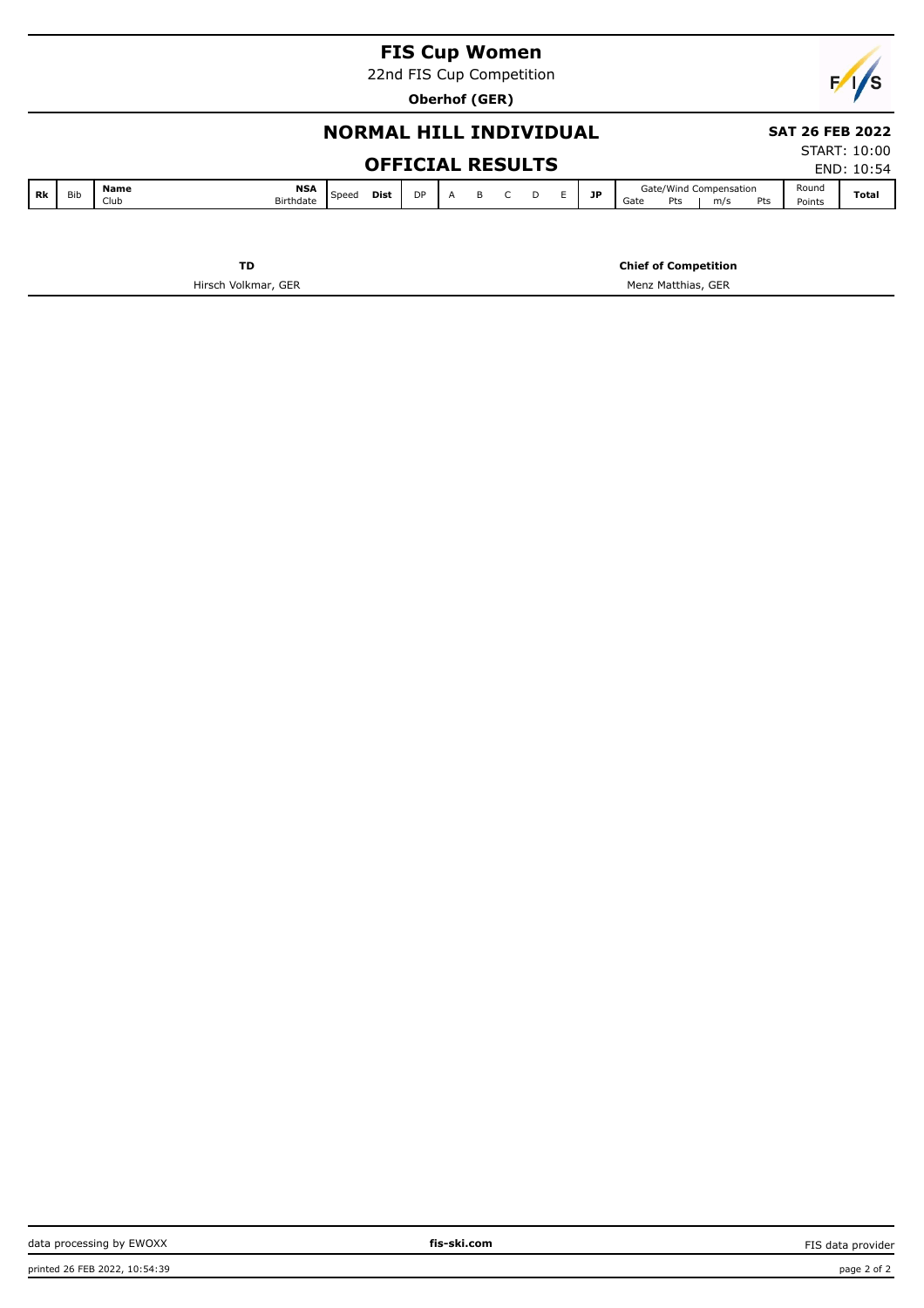# FIS Cup Women

22nd FIS Cup Competition

**Oberhof (GER)**

## NORMAL HILL INDIVIDUAL

**SAT 26 FEB 2022**

START: 10:00

END: 10:54

## OFFICIAL RESULTS

| Rk | Bib | Name<br>Club | NSA<br>Birthdate | Speed | Dist | DP | A | B | C | D | E | JP | Gate/Wind Compensation<br>Gate | Pts | m/s | Pts | Round Points | Total |
|---|---|---|---|---|---|---|---|---|---|---|---|---|---|---|---|---|---|---|

| TD | Chief of Competition |
|---|---|
| Hirsch Volkmar, GER | Menz Matthias, GER |

data processing by EWOXX | fis-ski.com | FIS data provider

printed 26 FEB 2022, 10:54:39